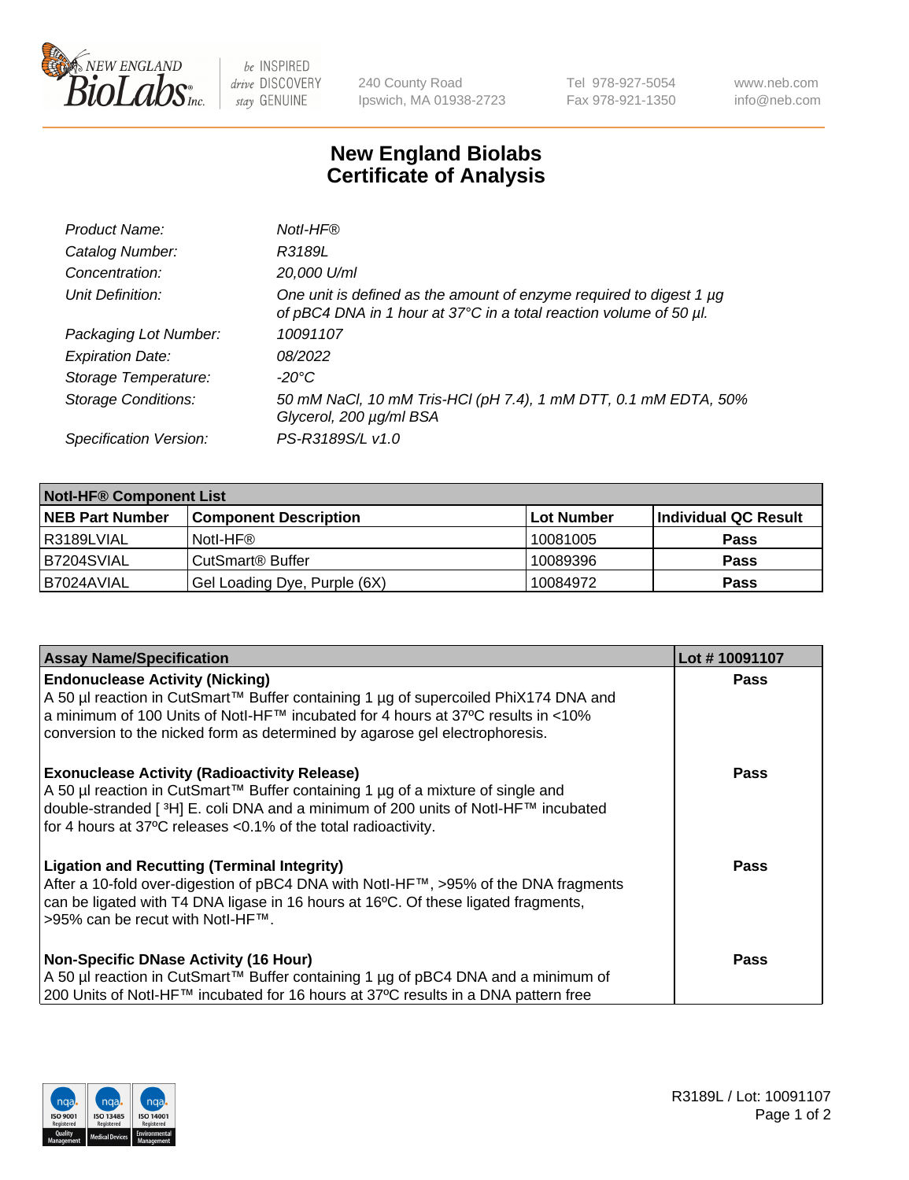240 County Road
Ipswich, MA 01938-2723

Tel 978-927-5054
Fax 978-921-1350

www.neb.com
info@neb.com

# New England Biolabs
# Certificate of Analysis

| | |
|---|---|
| *Product Name:* | *NotI-HF®* |
| *Catalog Number:* | *R3189L* |
| *Concentration:* | *20,000 U/ml* |
| *Unit Definition:* | *One unit is defined as the amount of enzyme required to digest 1 µg of pBC4 DNA in 1 hour at 37°C in a total reaction volume of 50 µl.* |
| *Packaging Lot Number:* | *10091107* |
| *Expiration Date:* | *08/2022* |
| *Storage Temperature:* | *-20°C* |
| *Storage Conditions:* | *50 mM NaCl, 10 mM Tris-HCl (pH 7.4), 1 mM DTT, 0.1 mM EDTA, 50% Glycerol, 200 µg/ml BSA* |
| *Specification Version:* | *PS-R3189S/L v1.0* |

| NotI-HF® Component List | | | |
|---|---|---|---|
| **NEB Part Number** | **Component Description** | **Lot Number** | **Individual QC Result** |
| R3189LVIAL | NotI-HF® | 10081005 | **Pass** |
| B7204SVIAL | CutSmart® Buffer | 10089396 | **Pass** |
| B7024AVIAL | Gel Loading Dye, Purple (6X) | 10084972 | **Pass** |

| Assay Name/Specification | Lot # 10091107 |
|---|---|
| **Endonuclease Activity (Nicking)**<br>A 50 µl reaction in CutSmart™ Buffer containing 1 µg of supercoiled PhiX174 DNA and a minimum of 100 Units of NotI-HF™ incubated for 4 hours at 37ºC results in <10% conversion to the nicked form as determined by agarose gel electrophoresis. | **Pass** |
| **Exonuclease Activity (Radioactivity Release)**<br>A 50 µl reaction in CutSmart™ Buffer containing 1 µg of a mixture of single and double-stranded [ ³H] E. coli DNA and a minimum of 200 units of NotI-HF™ incubated for 4 hours at 37ºC releases <0.1% of the total radioactivity. | **Pass** |
| **Ligation and Recutting (Terminal Integrity)**<br>After a 10-fold over-digestion of pBC4 DNA with NotI-HF™, >95% of the DNA fragments can be ligated with T4 DNA ligase in 16 hours at 16ºC. Of these ligated fragments, >95% can be recut with NotI-HF™. | **Pass** |
| **Non-Specific DNase Activity (16 Hour)**<br>A 50 µl reaction in CutSmart™ Buffer containing 1 µg of pBC4 DNA and a minimum of 200 Units of NotI-HF™ incubated for 16 hours at 37ºC results in a DNA pattern free | **Pass** |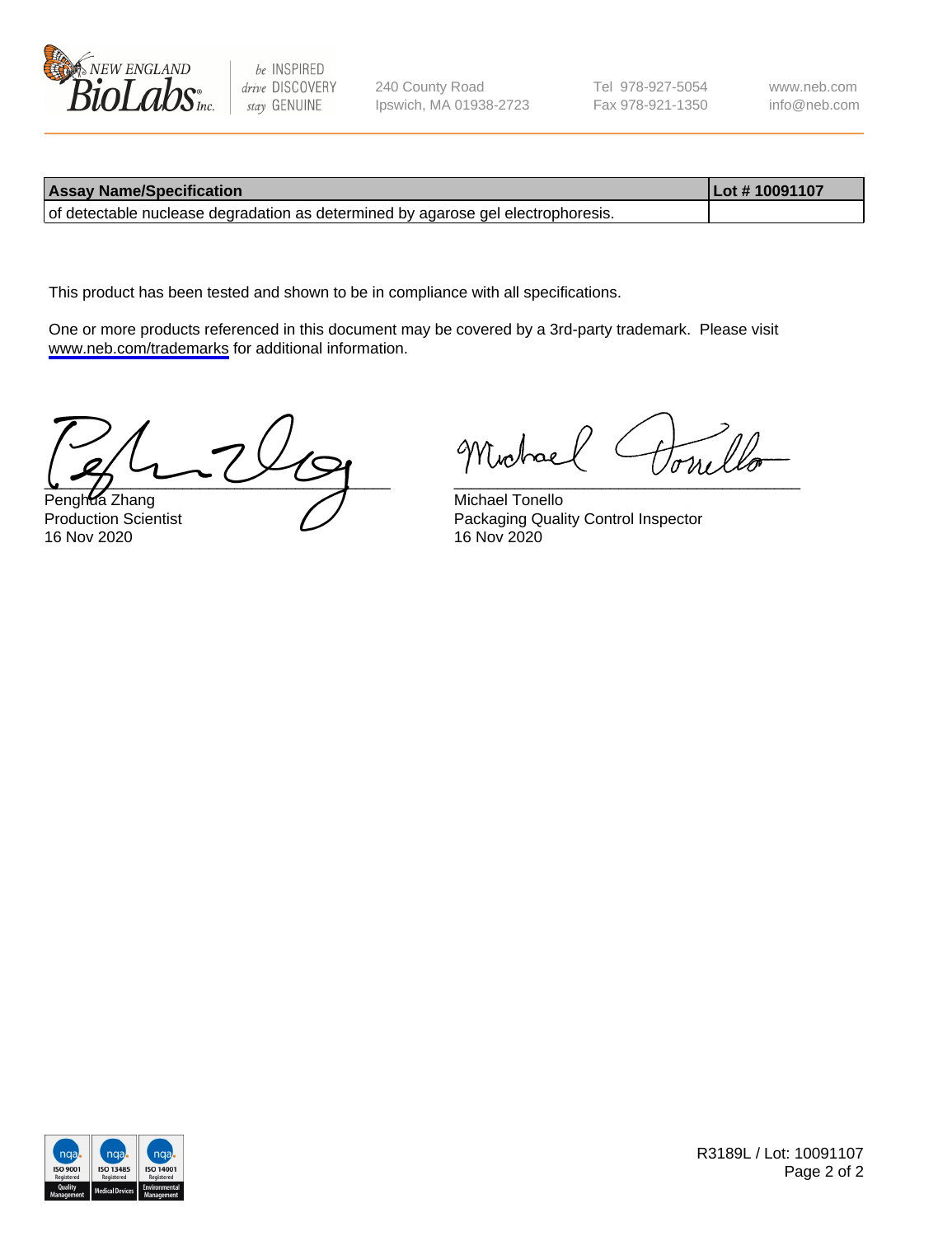| Assay Name/Specification | Lot # 10091107 |
|---|---|
| of detectable nuclease degradation as determined by agarose gel electrophoresis. | |

This product has been tested and shown to be in compliance with all specifications.

One or more products referenced in this document may be covered by a 3rd-party trademark. Please visit www.neb.com/trademarks for additional information.

Penghua Zhang
Production Scientist
16 Nov 2020

Michael Tonello
Packaging Quality Control Inspector
16 Nov 2020

R3189L / Lot: 10091107